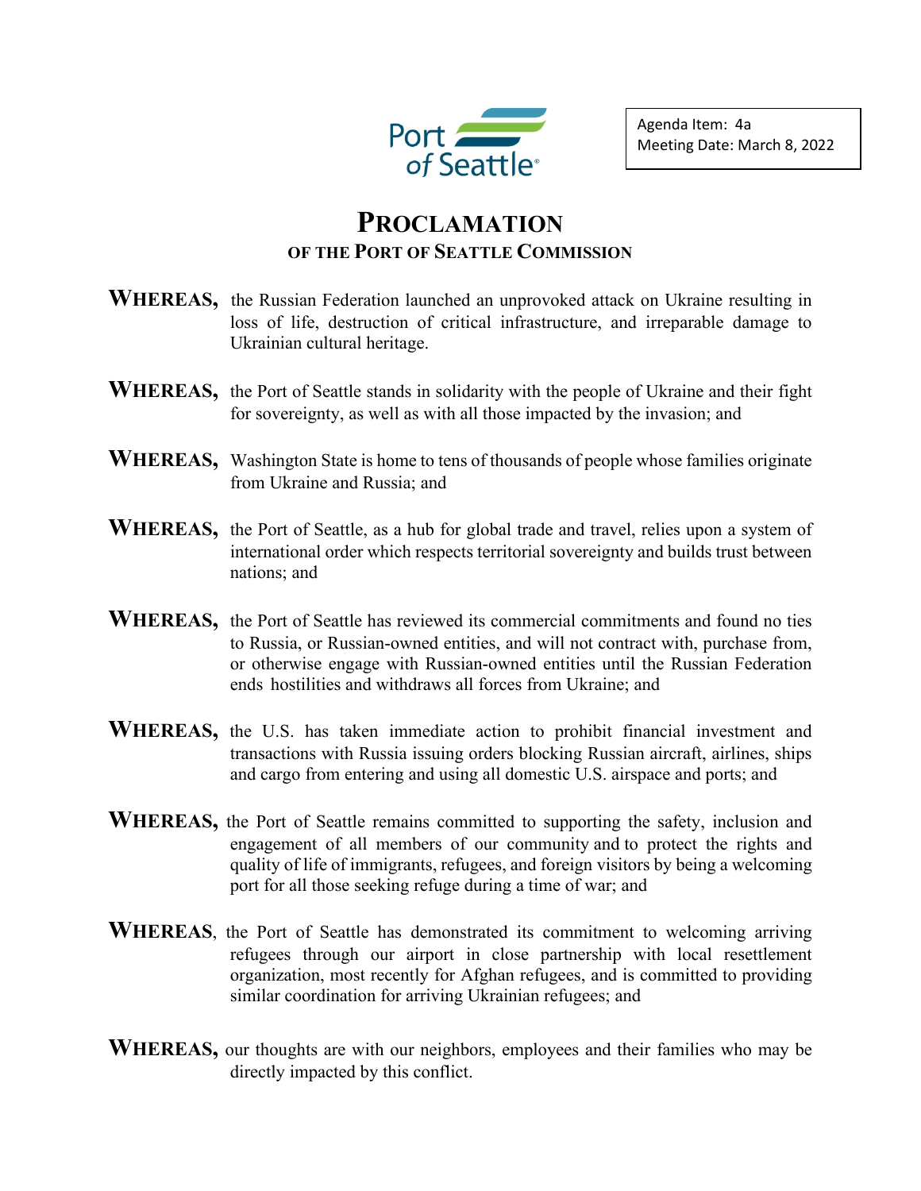Agenda Item: 4a
Meeting Date: March 8, 2022

# PROCLAMATION

## OF THE PORT OF SEATTLE COMMISSION

**WHEREAS,** the Russian Federation launched an unprovoked attack on Ukraine resulting in loss of life, destruction of critical infrastructure, and irreparable damage to Ukrainian cultural heritage.

**WHEREAS,** the Port of Seattle stands in solidarity with the people of Ukraine and their fight for sovereignty, as well as with all those impacted by the invasion; and

**WHEREAS,** Washington State is home to tens of thousands of people whose families originate from Ukraine and Russia; and

**WHEREAS,** the Port of Seattle, as a hub for global trade and travel, relies upon a system of international order which respects territorial sovereignty and builds trust between nations; and

**WHEREAS,** the Port of Seattle has reviewed its commercial commitments and found no ties to Russia, or Russian-owned entities, and will not contract with, purchase from, or otherwise engage with Russian-owned entities until the Russian Federation ends hostilities and withdraws all forces from Ukraine; and

**WHEREAS,** the U.S. has taken immediate action to prohibit financial investment and transactions with Russia issuing orders blocking Russian aircraft, airlines, ships and cargo from entering and using all domestic U.S. airspace and ports; and

**WHEREAS,** the Port of Seattle remains committed to supporting the safety, inclusion and engagement of all members of our community and to protect the rights and quality of life of immigrants, refugees, and foreign visitors by being a welcoming port for all those seeking refuge during a time of war; and

**WHEREAS**, the Port of Seattle has demonstrated its commitment to welcoming arriving refugees through our airport in close partnership with local resettlement organization, most recently for Afghan refugees, and is committed to providing similar coordination for arriving Ukrainian refugees; and

**WHEREAS,** our thoughts are with our neighbors, employees and their families who may be directly impacted by this conflict.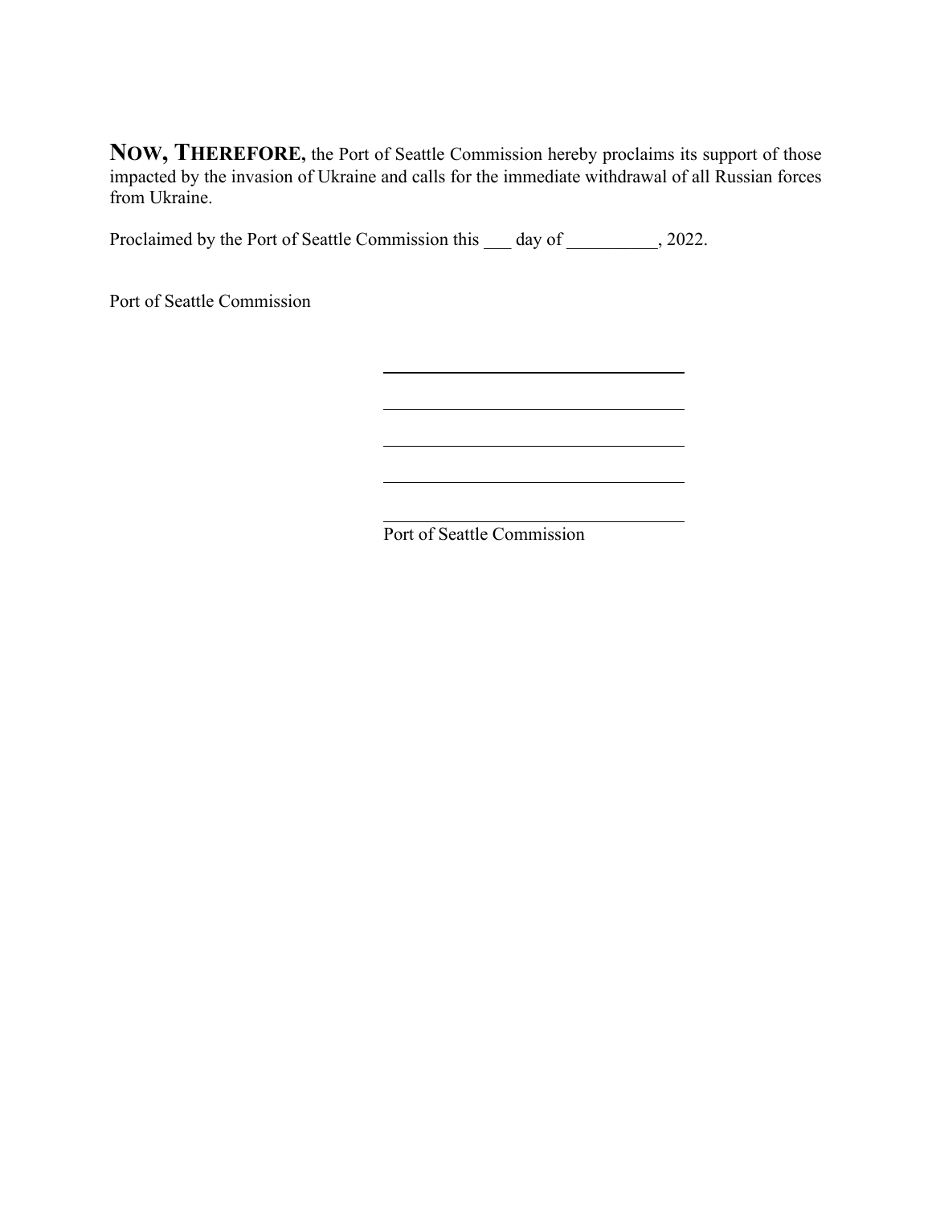**NOW, THEREFORE,** the Port of Seattle Commission hereby proclaims its support of those impacted by the invasion of Ukraine and calls for the immediate withdrawal of all Russian forces from Ukraine.

Proclaimed by the Port of Seattle Commission this ___ day of __________, 2022.

Port of Seattle Commission

____________________________________

____________________________________

____________________________________

____________________________________

____________________________________
Port of Seattle Commission